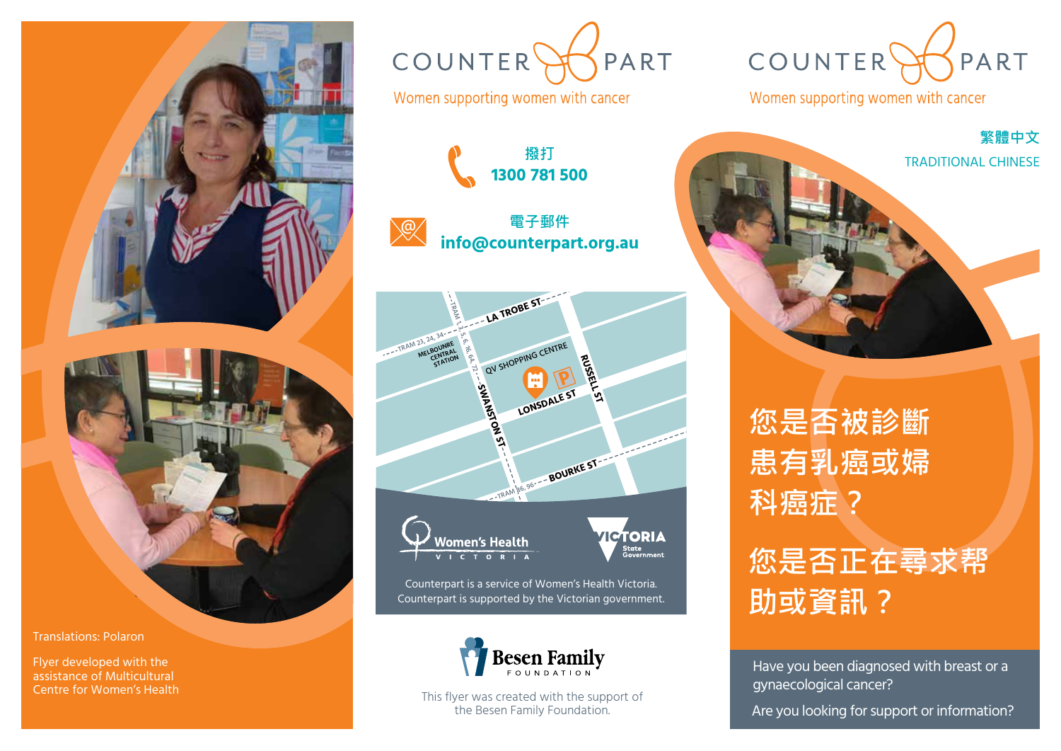Translations: Polaron

Flyer developed with the assistance of Multicultural Centre for Women's Health

# COUNTERPART

Women supporting women with cancer

撥打
**1300 781 500**

電子郵件
**info@counterpart.org.au**

LA TROBE ST
TRAM 23, 24, 34
MELBOURNE CENTRAL STATION
TRAM 1, 3, 5, 6, 16, 64, 72
QV SHOPPING CENTRE
SWANSTON ST
LONSDALE ST
RUSSELL ST
BOURKE ST
TRAM 86, 96

Women's Health Victoria

Victoria State Government

Counterpart is a service of Women's Health Victoria.
Counterpart is supported by the Victorian government.

Besen Family Foundation

This flyer was created with the support of the Besen Family Foundation.

# COUNTERPART

Women supporting women with cancer

繁體中文
TRADITIONAL CHINESE

## 您是否被診斷患有乳癌或婦科癌症？

## 您是否正在尋求帮助或資訊？

Have you been diagnosed with breast or a gynaecological cancer?

Are you looking for support or information?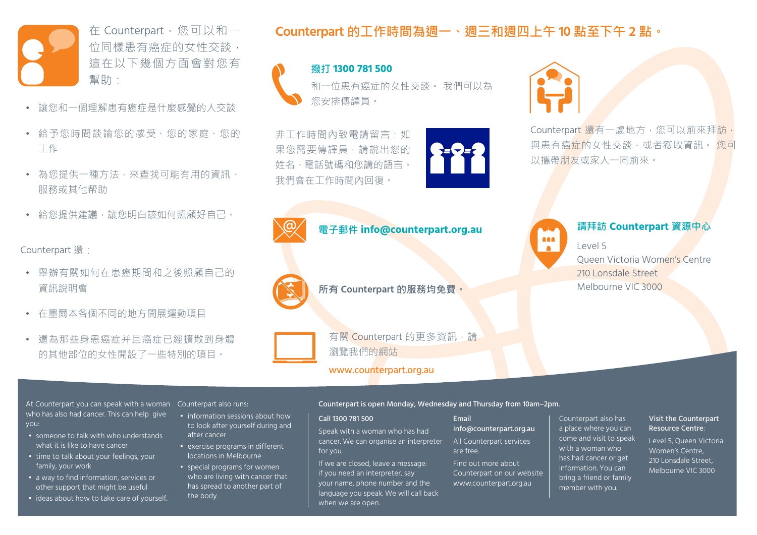在 Counterpart，您可以和一位同樣患有癌症的女性交談，這在以下幾個方面會對您有幫助：

- 讓您和一個理解患有癌症是什麼感覺的人交談
- 給予您時間談論您的感受、您的家庭、您的工作
- 為您提供一種方法，來查找可能有用的資訊、服務或其他幫助
- 給您提供建議，讓您明白該如何照顧好自己。

Counterpart 還：

- 舉辦有關如何在患癌期間和之後照顧自己的資訊說明會
- 在墨爾本各個不同的地方開展運動項目
- 還為那些身患癌症并且癌症已經擴散到身體的其他部位的女性開設了一些特別的項目。

## Counterpart 的工作時間為週一、週三和週四上午 10 點至下午 2 點。

**撥打 1300 781 500**

和一位患有癌症的女性交談。 我們可以為您安排傳譯員。

非工作時間內致電請留言：如果您需要傳譯員，請說出您的姓名、電話號碼和您講的語言。我們會在工作時間內回復。

Counterpart 還有一處地方，您可以前來拜訪，與患有癌症的女性交談，或者獲取資訊。 您可以攜帶朋友或家人一同前來。

**電子郵件 info@counterpart.org.au**

**所有 Counterpart 的服務均免費。**

有關 Counterpart 的更多資訊，請瀏覽我們的網站

www.counterpart.org.au

**請拜訪 Counterpart 資源中心**

Level 5
Queen Victoria Women's Centre
210 Lonsdale Street
Melbourne VIC 3000

---

At Counterpart you can speak with a woman who has also had cancer. This can help give you:

- someone to talk with who understands what it is like to have cancer
- time to talk about your feelings, your family, your work
- a way to find information, services or other support that might be useful
- ideas about how to take care of yourself.

Counterpart also runs:

- information sessions about how to look after yourself during and after cancer
- exercise programs in different locations in Melbourne
- special programs for women who are living with cancer that has spread to another part of the body.

**Counterpart is open Monday, Wednesday and Thursday from 10am–2pm.**

**Call 1300 781 500**

Speak with a woman who has had cancer. We can organise an interpreter for you.

If we are closed, leave a message: if you need an interpreter, say your name, phone number and the language you speak. We will call back when we are open.

**Email info@counterpart.org.au**

All Counterpart services are free.

Find out more about Counterpart on our website www.counterpart.org.au

Counterpart also has a place where you can come and visit to speak with a woman who has cancer or get information. You can bring a friend or family member with you.

**Visit the Counterpart Resource Centre:**

Level 5, Queen Victoria Women's Centre,
210 Lonsdale Street,
Melbourne VIC 3000